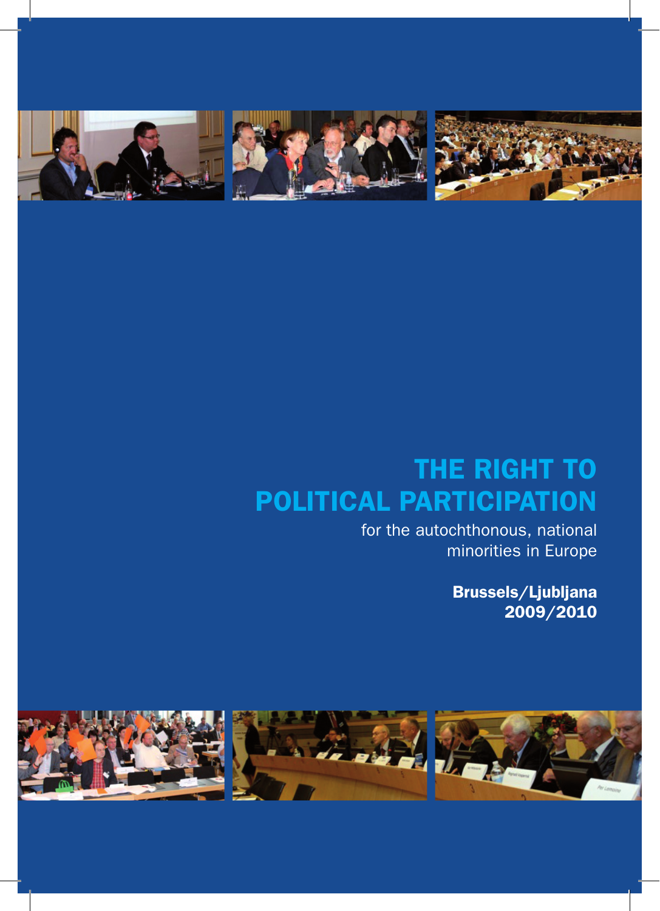# THE RIGHT TO POLITICAL PARTICIPATION

for the autochthonous, national minorities in Europe

**Brussels/Ljubljana 2009/2010**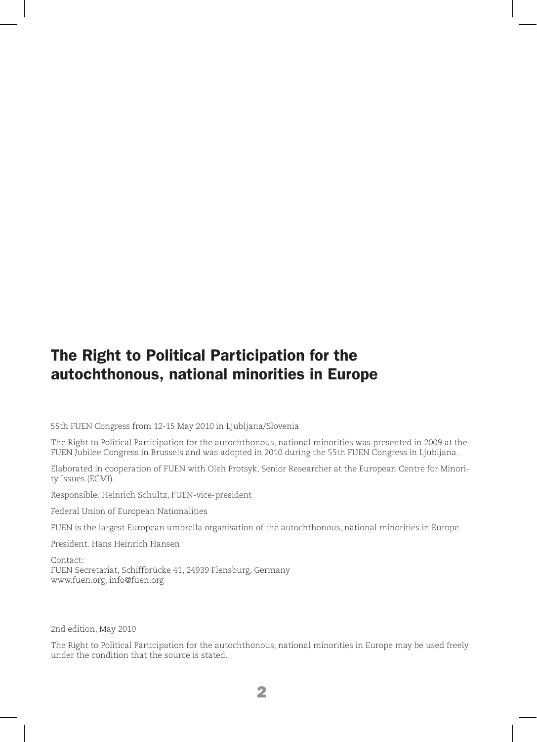# The Right to Political Participation for the autochthonous, national minorities in Europe

55th FUEN Congress from 12-15 May 2010 in Ljubljana/Slovenia

The Right to Political Participation for the autochthonous, national minorities was presented in 2009 at the FUEN Jubilee Congress in Brussels and was adopted in 2010 during the 55th FUEN Congress in Ljubljana.

Elaborated in cooperation of FUEN with Oleh Protsyk, Senior Researcher at the European Centre for Minority Issues (ECMI).

Responsible: Heinrich Schultz, FUEN-vice-president

Federal Union of European Nationalities

FUEN is the largest European umbrella organisation of the autochthonous, national minorities in Europe.

President: Hans Heinrich Hansen

Contact:
FUEN Secretariat, Schiffbrücke 41, 24939 Flensburg, Germany
www.fuen.org, info@fuen.org

2nd edition, May 2010

The Right to Political Participation for the autochthonous, national minorities in Europe may be used freely under the condition that the source is stated.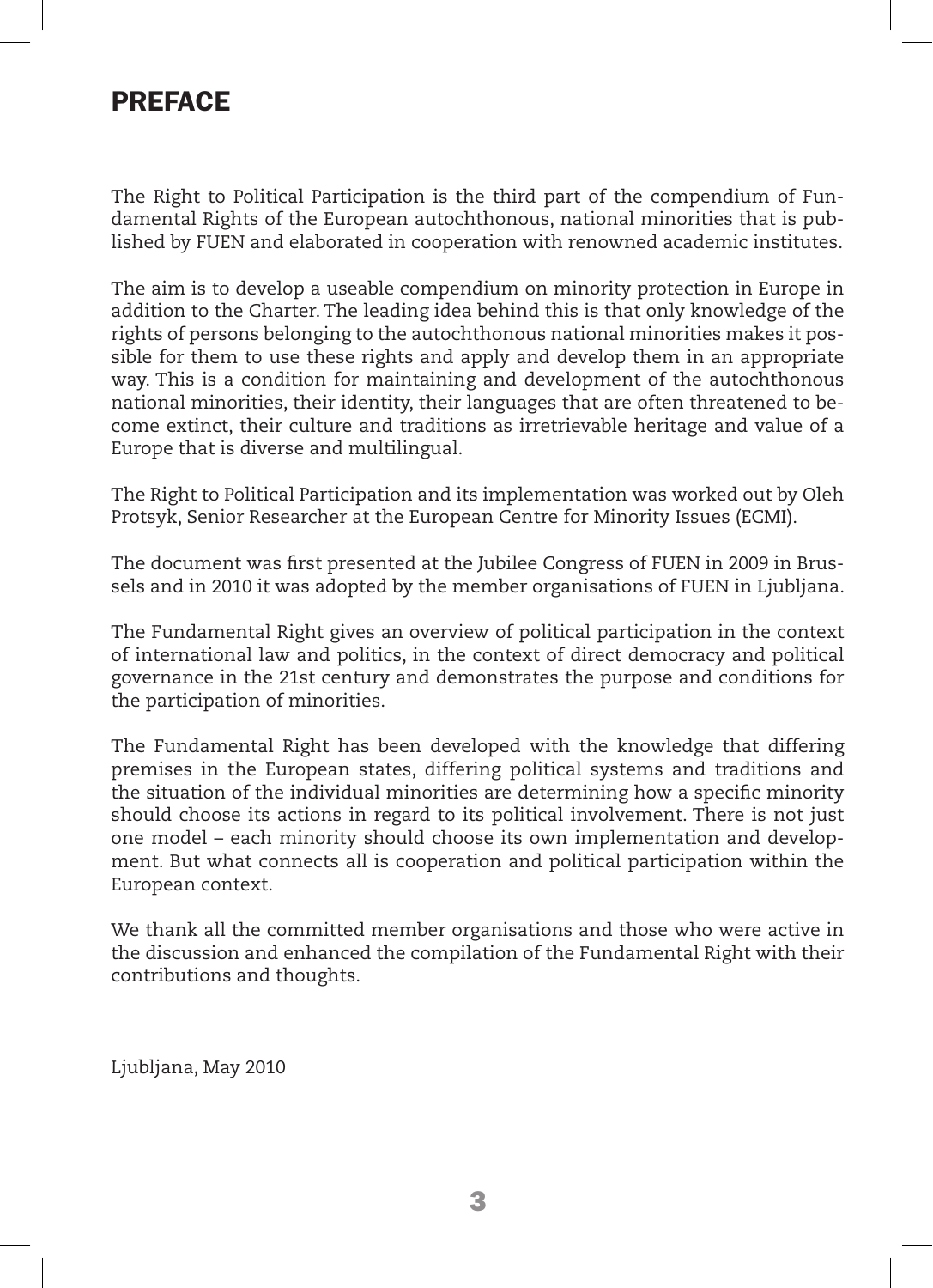# PREFACE

The Right to Political Participation is the third part of the compendium of Fundamental Rights of the European autochthonous, national minorities that is published by FUEN and elaborated in cooperation with renowned academic institutes.

The aim is to develop a useable compendium on minority protection in Europe in addition to the Charter. The leading idea behind this is that only knowledge of the rights of persons belonging to the autochthonous national minorities makes it possible for them to use these rights and apply and develop them in an appropriate way. This is a condition for maintaining and development of the autochthonous national minorities, their identity, their languages that are often threatened to become extinct, their culture and traditions as irretrievable heritage and value of a Europe that is diverse and multilingual.

The Right to Political Participation and its implementation was worked out by Oleh Protsyk, Senior Researcher at the European Centre for Minority Issues (ECMI).

The document was first presented at the Jubilee Congress of FUEN in 2009 in Brussels and in 2010 it was adopted by the member organisations of FUEN in Ljubljana.

The Fundamental Right gives an overview of political participation in the context of international law and politics, in the context of direct democracy and political governance in the 21st century and demonstrates the purpose and conditions for the participation of minorities.

The Fundamental Right has been developed with the knowledge that differing premises in the European states, differing political systems and traditions and the situation of the individual minorities are determining how a specific minority should choose its actions in regard to its political involvement. There is not just one model – each minority should choose its own implementation and development. But what connects all is cooperation and political participation within the European context.

We thank all the committed member organisations and those who were active in the discussion and enhanced the compilation of the Fundamental Right with their contributions and thoughts.

Ljubljana, May 2010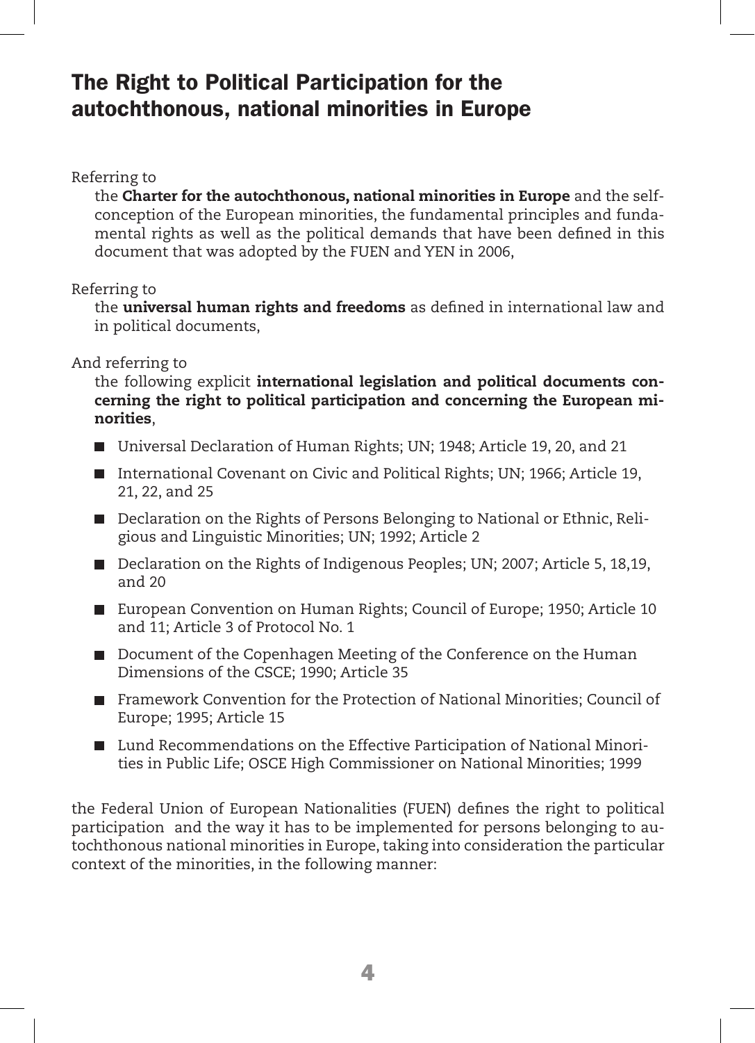# The Right to Political Participation for the autochthonous, national minorities in Europe

Referring to

the **Charter for the autochthonous, national minorities in Europe** and the self-conception of the European minorities, the fundamental principles and fundamental rights as well as the political demands that have been defined in this document that was adopted by the FUEN and YEN in 2006,

Referring to

the **universal human rights and freedoms** as defined in international law and in political documents,

And referring to

the following explicit **international legislation and political documents concerning the right to political participation and concerning the European minorities**,

- Universal Declaration of Human Rights; UN; 1948; Article 19, 20, and 21
- International Covenant on Civic and Political Rights; UN; 1966; Article 19, 21, 22, and 25
- Declaration on the Rights of Persons Belonging to National or Ethnic, Religious and Linguistic Minorities; UN; 1992; Article 2
- Declaration on the Rights of Indigenous Peoples; UN; 2007; Article 5, 18,19, and 20
- European Convention on Human Rights; Council of Europe; 1950; Article 10 and 11; Article 3 of Protocol No. 1
- Document of the Copenhagen Meeting of the Conference on the Human Dimensions of the CSCE; 1990; Article 35
- Framework Convention for the Protection of National Minorities; Council of Europe; 1995; Article 15
- Lund Recommendations on the Effective Participation of National Minorities in Public Life; OSCE High Commissioner on National Minorities; 1999

the Federal Union of European Nationalities (FUEN) defines the right to political participation and the way it has to be implemented for persons belonging to autochthonous national minorities in Europe, taking into consideration the particular context of the minorities, in the following manner: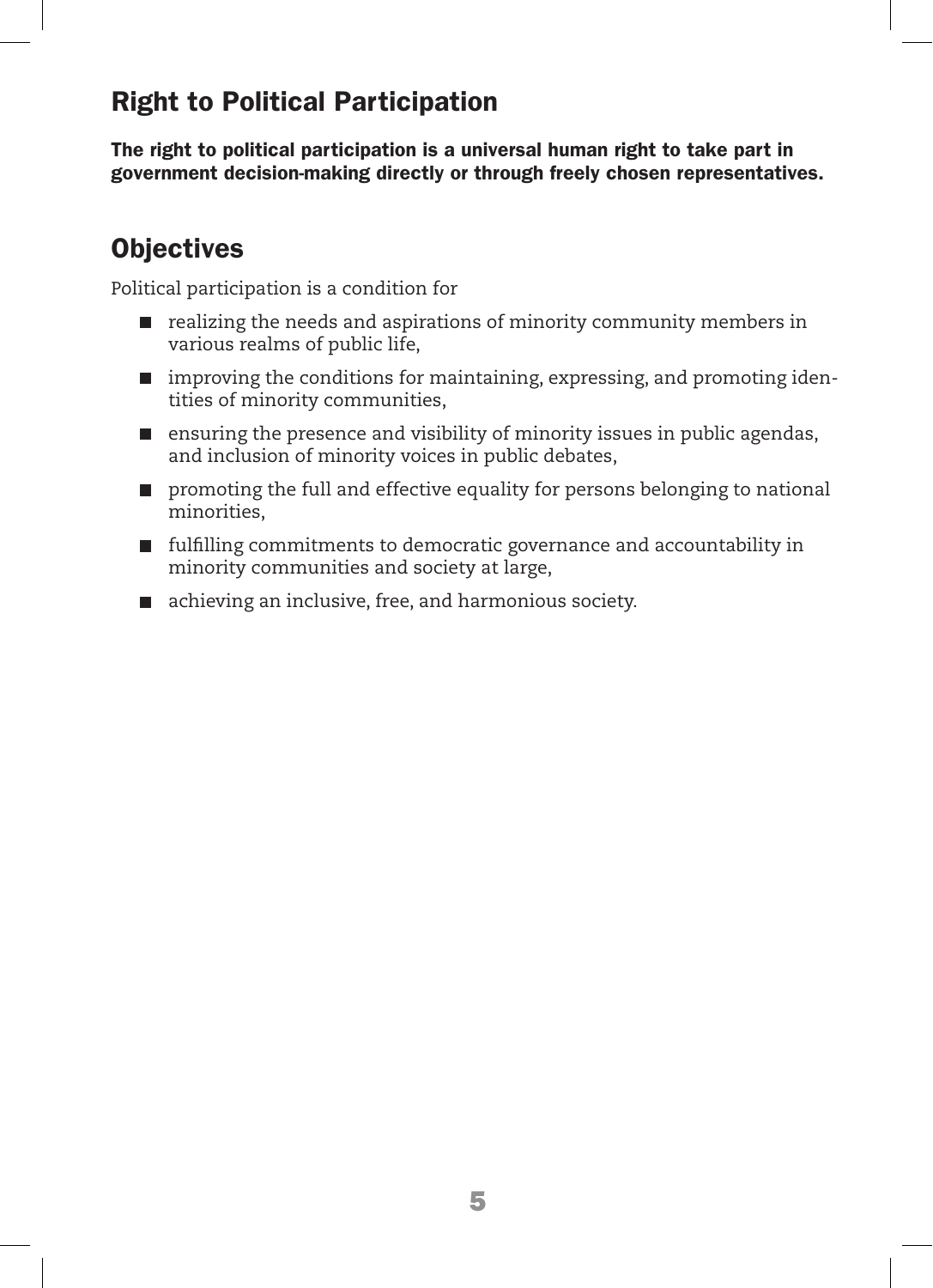## Right to Political Participation

**The right to political participation is a universal human right to take part in government decision-making directly or through freely chosen representatives.**

## Objectives

Political participation is a condition for

- realizing the needs and aspirations of minority community members in various realms of public life,
- improving the conditions for maintaining, expressing, and promoting identities of minority communities,
- ensuring the presence and visibility of minority issues in public agendas, and inclusion of minority voices in public debates,
- promoting the full and effective equality for persons belonging to national minorities,
- fulfilling commitments to democratic governance and accountability in minority communities and society at large,
- achieving an inclusive, free, and harmonious society.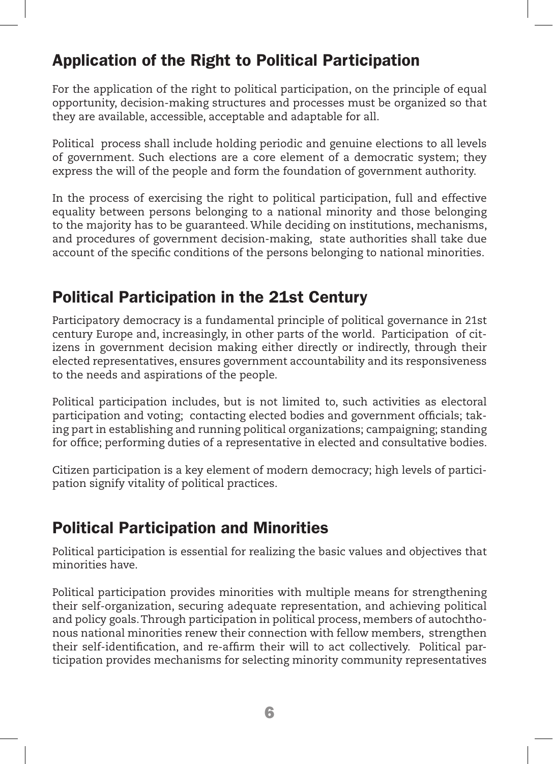## Application of the Right to Political Participation

For the application of the right to political participation, on the principle of equal opportunity, decision-making structures and processes must be organized so that they are available, accessible, acceptable and adaptable for all.

Political process shall include holding periodic and genuine elections to all levels of government. Such elections are a core element of a democratic system; they express the will of the people and form the foundation of government authority.

In the process of exercising the right to political participation, full and effective equality between persons belonging to a national minority and those belonging to the majority has to be guaranteed. While deciding on institutions, mechanisms, and procedures of government decision-making, state authorities shall take due account of the specific conditions of the persons belonging to national minorities.

## Political Participation in the 21st Century

Participatory democracy is a fundamental principle of political governance in 21st century Europe and, increasingly, in other parts of the world. Participation of citizens in government decision making either directly or indirectly, through their elected representatives, ensures government accountability and its responsiveness to the needs and aspirations of the people.

Political participation includes, but is not limited to, such activities as electoral participation and voting; contacting elected bodies and government officials; taking part in establishing and running political organizations; campaigning; standing for office; performing duties of a representative in elected and consultative bodies.

Citizen participation is a key element of modern democracy; high levels of participation signify vitality of political practices.

## Political Participation and Minorities

Political participation is essential for realizing the basic values and objectives that minorities have.

Political participation provides minorities with multiple means for strengthening their self-organization, securing adequate representation, and achieving political and policy goals. Through participation in political process, members of autochthonous national minorities renew their connection with fellow members, strengthen their self-identification, and re-affirm their will to act collectively. Political participation provides mechanisms for selecting minority community representatives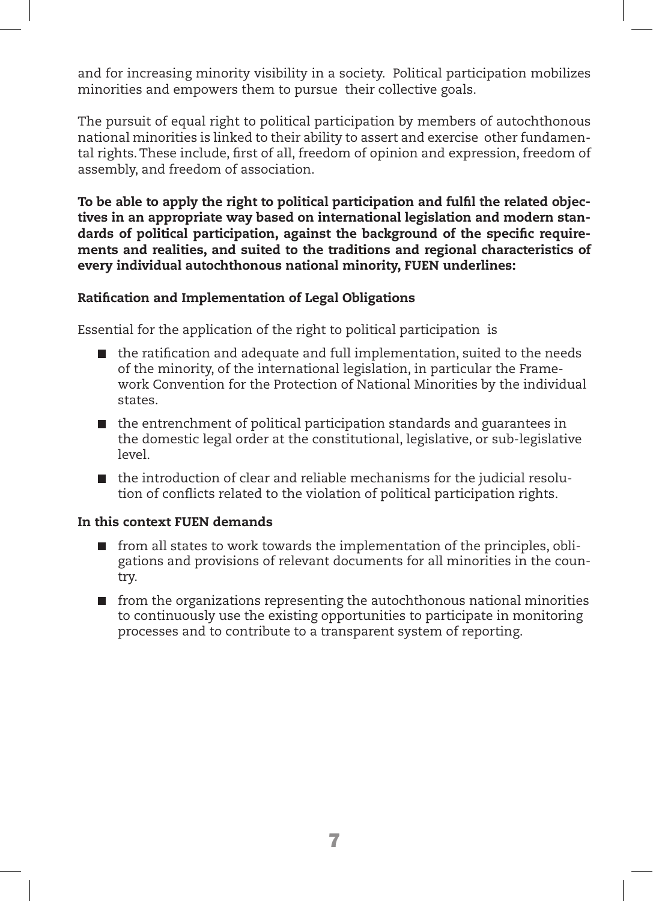and for increasing minority visibility in a society. Political participation mobilizes minorities and empowers them to pursue their collective goals.

The pursuit of equal right to political participation by members of autochthonous national minorities is linked to their ability to assert and exercise other fundamental rights. These include, first of all, freedom of opinion and expression, freedom of assembly, and freedom of association.

**To be able to apply the right to political participation and fulfil the related objectives in an appropriate way based on international legislation and modern standards of political participation, against the background of the specific requirements and realities, and suited to the traditions and regional characteristics of every individual autochthonous national minority, FUEN underlines:**

### Ratification and Implementation of Legal Obligations

Essential for the application of the right to political participation is

- the ratification and adequate and full implementation, suited to the needs of the minority, of the international legislation, in particular the Framework Convention for the Protection of National Minorities by the individual states.
- the entrenchment of political participation standards and guarantees in the domestic legal order at the constitutional, legislative, or sub-legislative level.
- the introduction of clear and reliable mechanisms for the judicial resolution of conflicts related to the violation of political participation rights.

### In this context FUEN demands

- from all states to work towards the implementation of the principles, obligations and provisions of relevant documents for all minorities in the country.
- from the organizations representing the autochthonous national minorities to continuously use the existing opportunities to participate in monitoring processes and to contribute to a transparent system of reporting.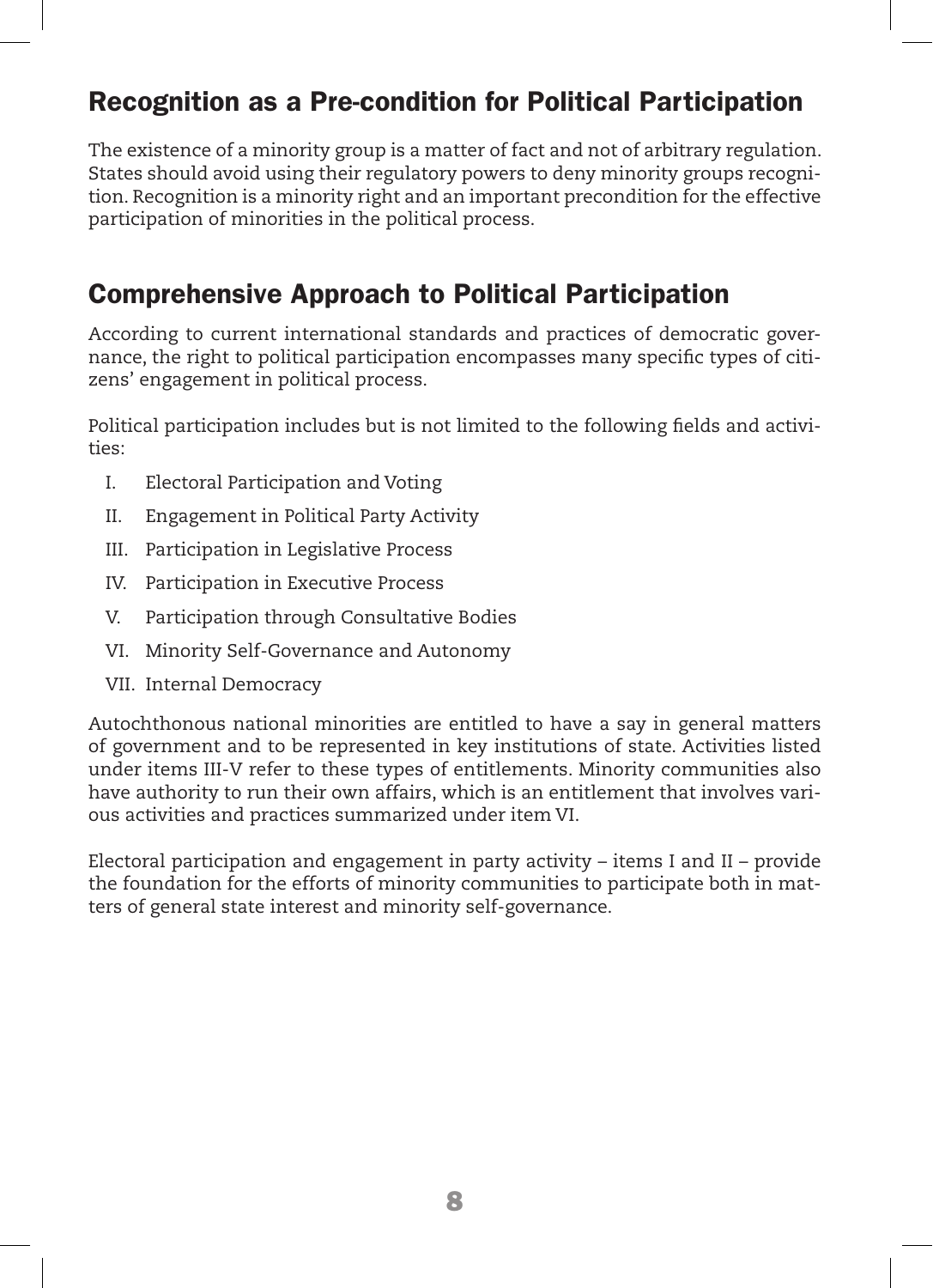## Recognition as a Pre-condition for Political Participation

The existence of a minority group is a matter of fact and not of arbitrary regulation. States should avoid using their regulatory powers to deny minority groups recognition. Recognition is a minority right and an important precondition for the effective participation of minorities in the political process.

## Comprehensive Approach to Political Participation

According to current international standards and practices of democratic governance, the right to political participation encompasses many specific types of citizens' engagement in political process.

Political participation includes but is not limited to the following fields and activities:

I. Electoral Participation and Voting

II. Engagement in Political Party Activity

III. Participation in Legislative Process

IV. Participation in Executive Process

V. Participation through Consultative Bodies

VI. Minority Self-Governance and Autonomy

VII. Internal Democracy

Autochthonous national minorities are entitled to have a say in general matters of government and to be represented in key institutions of state. Activities listed under items III-V refer to these types of entitlements. Minority communities also have authority to run their own affairs, which is an entitlement that involves various activities and practices summarized under item VI.

Electoral participation and engagement in party activity – items I and II – provide the foundation for the efforts of minority communities to participate both in matters of general state interest and minority self-governance.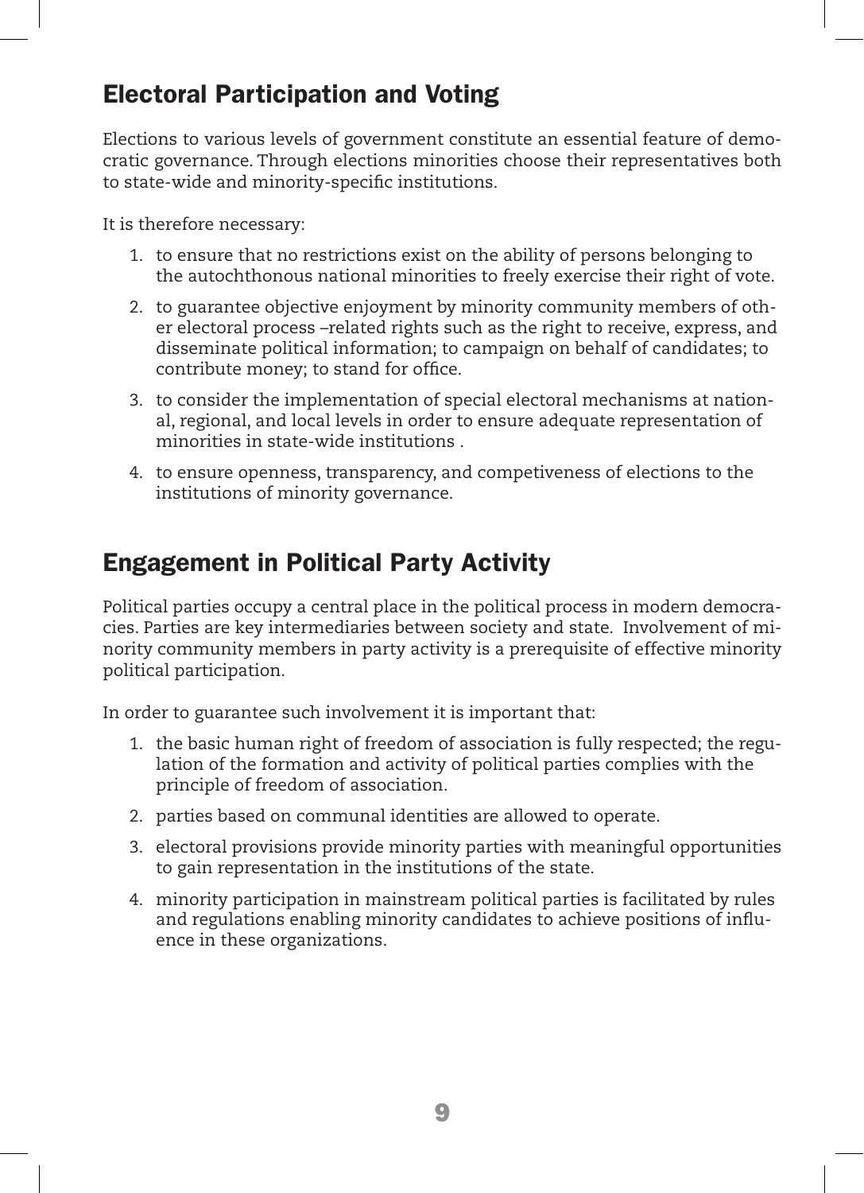## Electoral Participation and Voting

Elections to various levels of government constitute an essential feature of democratic governance. Through elections minorities choose their representatives both to state-wide and minority-specific institutions.

It is therefore necessary:

1. to ensure that no restrictions exist on the ability of persons belonging to the autochthonous national minorities to freely exercise their right of vote.
2. to guarantee objective enjoyment by minority community members of other electoral process –related rights such as the right to receive, express, and disseminate political information; to campaign on behalf of candidates; to contribute money; to stand for office.
3. to consider the implementation of special electoral mechanisms at national, regional, and local levels in order to ensure adequate representation of minorities in state-wide institutions .
4. to ensure openness, transparency, and competiveness of elections to the institutions of minority governance.

## Engagement in Political Party Activity

Political parties occupy a central place in the political process in modern democracies. Parties are key intermediaries between society and state. Involvement of minority community members in party activity is a prerequisite of effective minority political participation.

In order to guarantee such involvement it is important that:

1. the basic human right of freedom of association is fully respected; the regulation of the formation and activity of political parties complies with the principle of freedom of association.
2. parties based on communal identities are allowed to operate.
3. electoral provisions provide minority parties with meaningful opportunities to gain representation in the institutions of the state.
4. minority participation in mainstream political parties is facilitated by rules and regulations enabling minority candidates to achieve positions of influence in these organizations.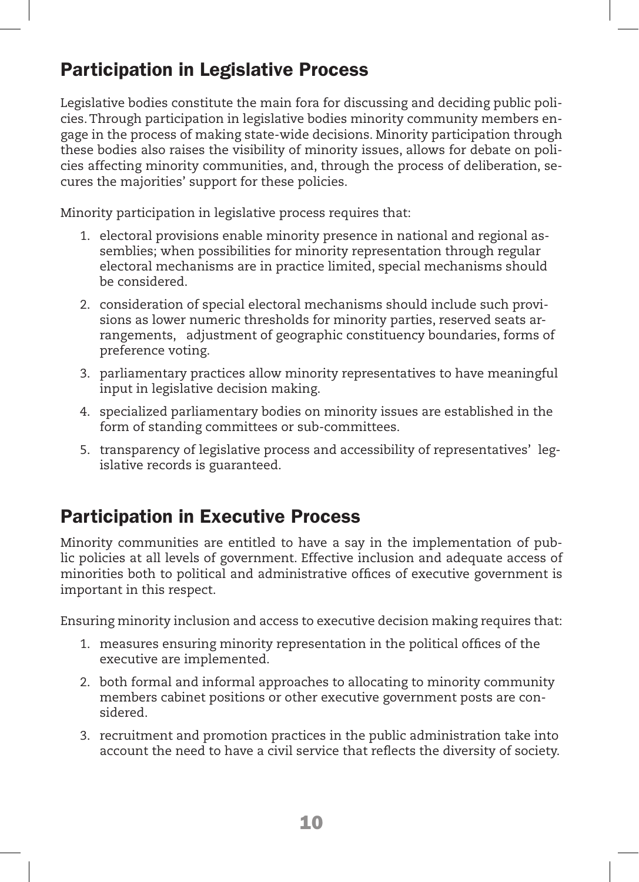## Participation in Legislative Process

Legislative bodies constitute the main fora for discussing and deciding public policies. Through participation in legislative bodies minority community members engage in the process of making state-wide decisions. Minority participation through these bodies also raises the visibility of minority issues, allows for debate on policies affecting minority communities, and, through the process of deliberation, secures the majorities' support for these policies.

Minority participation in legislative process requires that:

1. electoral provisions enable minority presence in national and regional assemblies; when possibilities for minority representation through regular electoral mechanisms are in practice limited, special mechanisms should be considered.
2. consideration of special electoral mechanisms should include such provisions as lower numeric thresholds for minority parties, reserved seats arrangements, adjustment of geographic constituency boundaries, forms of preference voting.
3. parliamentary practices allow minority representatives to have meaningful input in legislative decision making.
4. specialized parliamentary bodies on minority issues are established in the form of standing committees or sub-committees.
5. transparency of legislative process and accessibility of representatives' legislative records is guaranteed.

## Participation in Executive Process

Minority communities are entitled to have a say in the implementation of public policies at all levels of government. Effective inclusion and adequate access of minorities both to political and administrative offices of executive government is important in this respect.

Ensuring minority inclusion and access to executive decision making requires that:

1. measures ensuring minority representation in the political offices of the executive are implemented.
2. both formal and informal approaches to allocating to minority community members cabinet positions or other executive government posts are considered.
3. recruitment and promotion practices in the public administration take into account the need to have a civil service that reflects the diversity of society.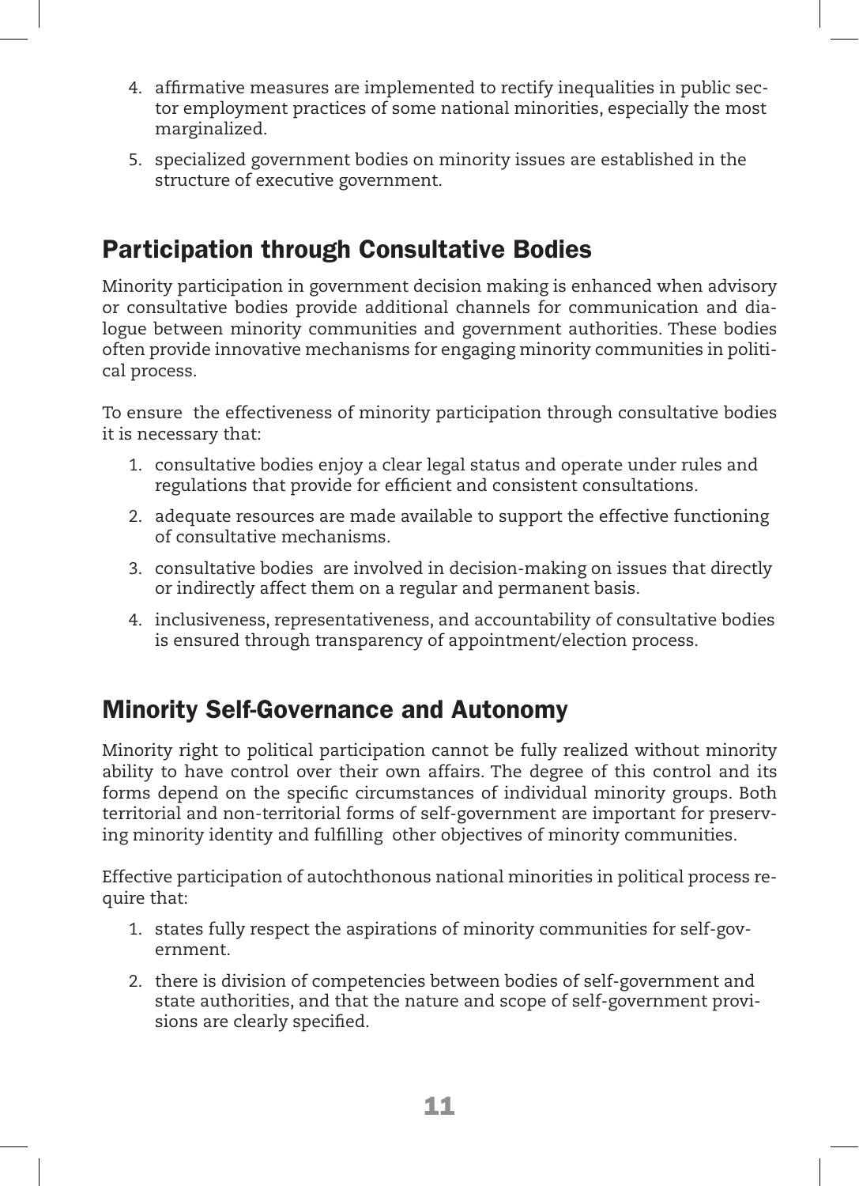4. affirmative measures are implemented to rectify inequalities in public sector employment practices of some national minorities, especially the most marginalized.
5. specialized government bodies on minority issues are established in the structure of executive government.

## Participation through Consultative Bodies

Minority participation in government decision making is enhanced when advisory or consultative bodies provide additional channels for communication and dialogue between minority communities and government authorities. These bodies often provide innovative mechanisms for engaging minority communities in political process.

To ensure the effectiveness of minority participation through consultative bodies it is necessary that:

1. consultative bodies enjoy a clear legal status and operate under rules and regulations that provide for efficient and consistent consultations.
2. adequate resources are made available to support the effective functioning of consultative mechanisms.
3. consultative bodies are involved in decision-making on issues that directly or indirectly affect them on a regular and permanent basis.
4. inclusiveness, representativeness, and accountability of consultative bodies is ensured through transparency of appointment/election process.

## Minority Self-Governance and Autonomy

Minority right to political participation cannot be fully realized without minority ability to have control over their own affairs. The degree of this control and its forms depend on the specific circumstances of individual minority groups. Both territorial and non-territorial forms of self-government are important for preserving minority identity and fulfilling other objectives of minority communities.

Effective participation of autochthonous national minorities in political process require that:

1. states fully respect the aspirations of minority communities for self-government.
2. there is division of competencies between bodies of self-government and state authorities, and that the nature and scope of self-government provisions are clearly specified.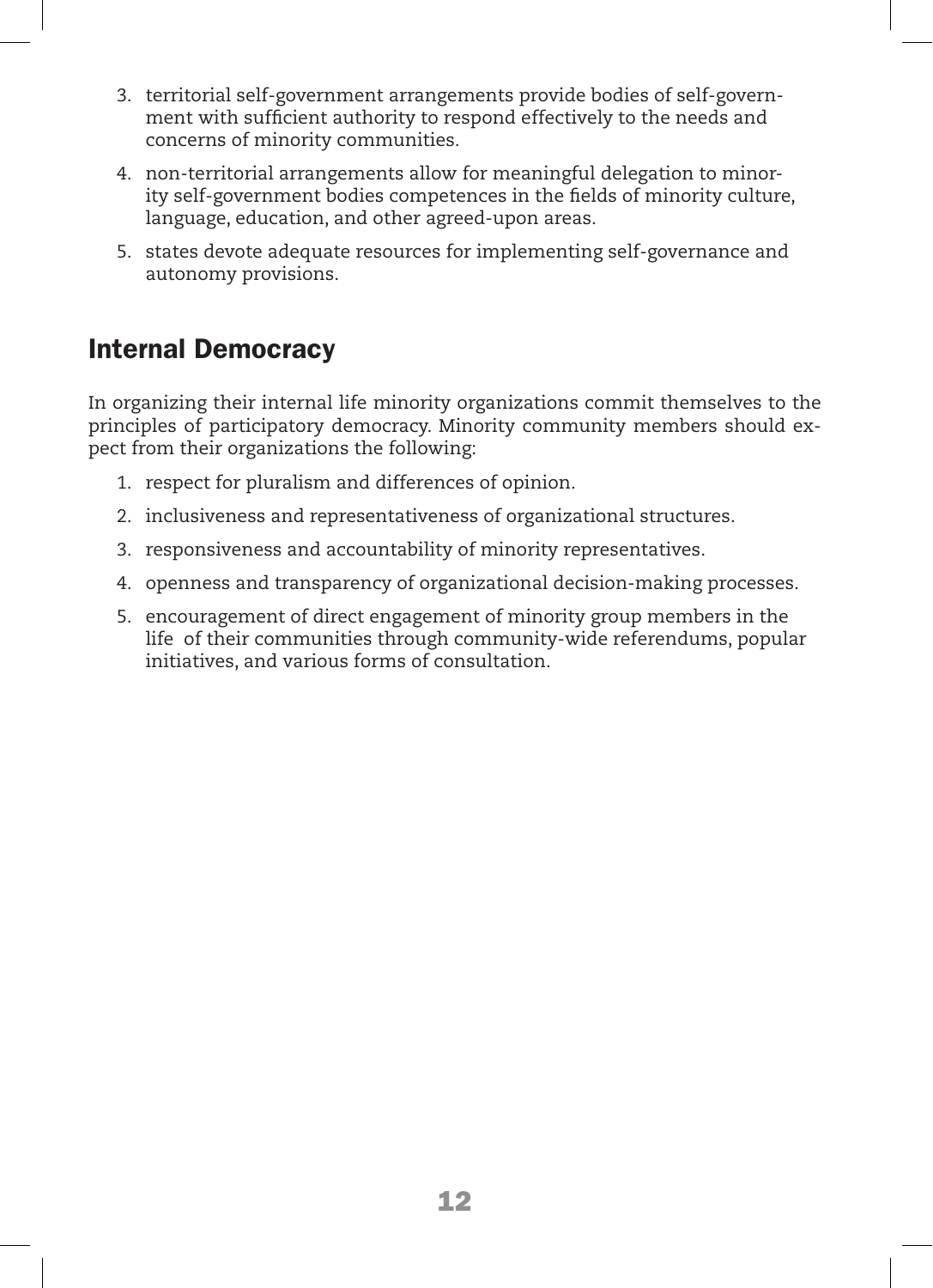3. territorial self-government arrangements provide bodies of self-government with sufficient authority to respond effectively to the needs and concerns of minority communities.
4. non-territorial arrangements allow for meaningful delegation to minority self-government bodies competences in the fields of minority culture, language, education, and other agreed-upon areas.
5. states devote adequate resources for implementing self-governance and autonomy provisions.

## Internal Democracy

In organizing their internal life minority organizations commit themselves to the principles of participatory democracy. Minority community members should expect from their organizations the following:

1. respect for pluralism and differences of opinion.
2. inclusiveness and representativeness of organizational structures.
3. responsiveness and accountability of minority representatives.
4. openness and transparency of organizational decision-making processes.
5. encouragement of direct engagement of minority group members in the life of their communities through community-wide referendums, popular initiatives, and various forms of consultation.